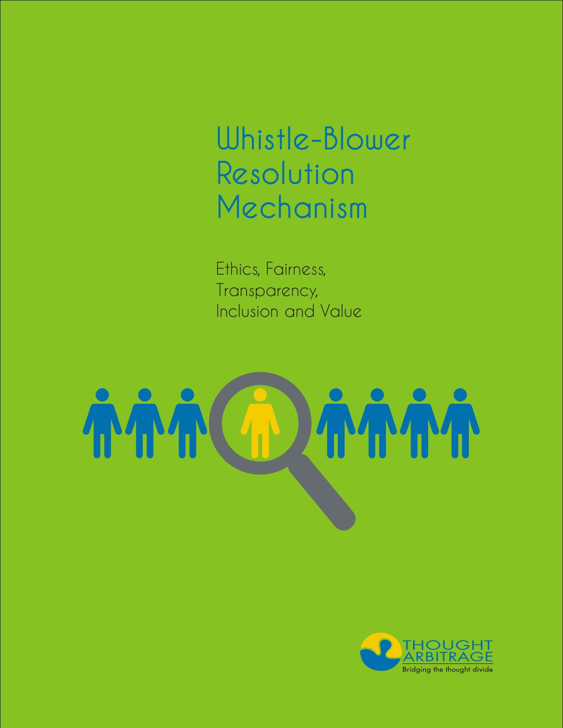# Whistle-Blower Resolution Mechanism

Ethics, Fairness, Transparency, Inclusion and Value

THOUGHT ARBITRAGE

Bridging the thought divide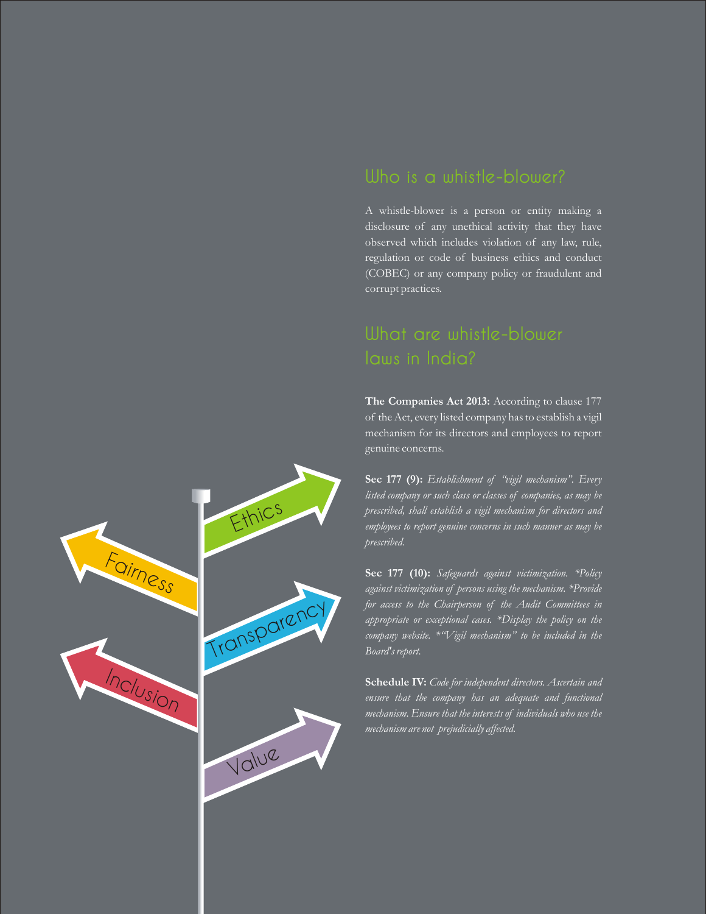## Who is a whistle-blower?

A whistle-blower is a person or entity making a disclosure of any unethical activity that they have observed which includes violation of any law, rule, regulation or code of business ethics and conduct (COBEC) or any company policy or fraudulent and corrupt practices.

## What are whistle-blower laws in India?

**The Companies Act 2013:** According to clause 177 of the Act, every listed company has to establish a vigil mechanism for its directors and employees to report genuine concerns.

**Sec 177 (9):** *Establishment of "vigil mechanism". Every listed company or such class or classes of companies, as may be prescribed, shall establish a vigil mechanism for directors and employees to report genuine concerns in such manner as may be prescribed.*

**Sec 177 (10):** *Safeguards against victimization. *Policy against victimization of persons using the mechanism. *Provide for access to the Chairperson of the Audit Committees in appropriate or exceptional cases. *Display the policy on the company website. *"Vigil mechanism" to be included in the Board's report.*

**Schedule IV:** *Code for independent directors. Ascertain and ensure that the company has an adequate and functional mechanism. Ensure that the interests of individuals who use the mechanism are not prejudicially affected.*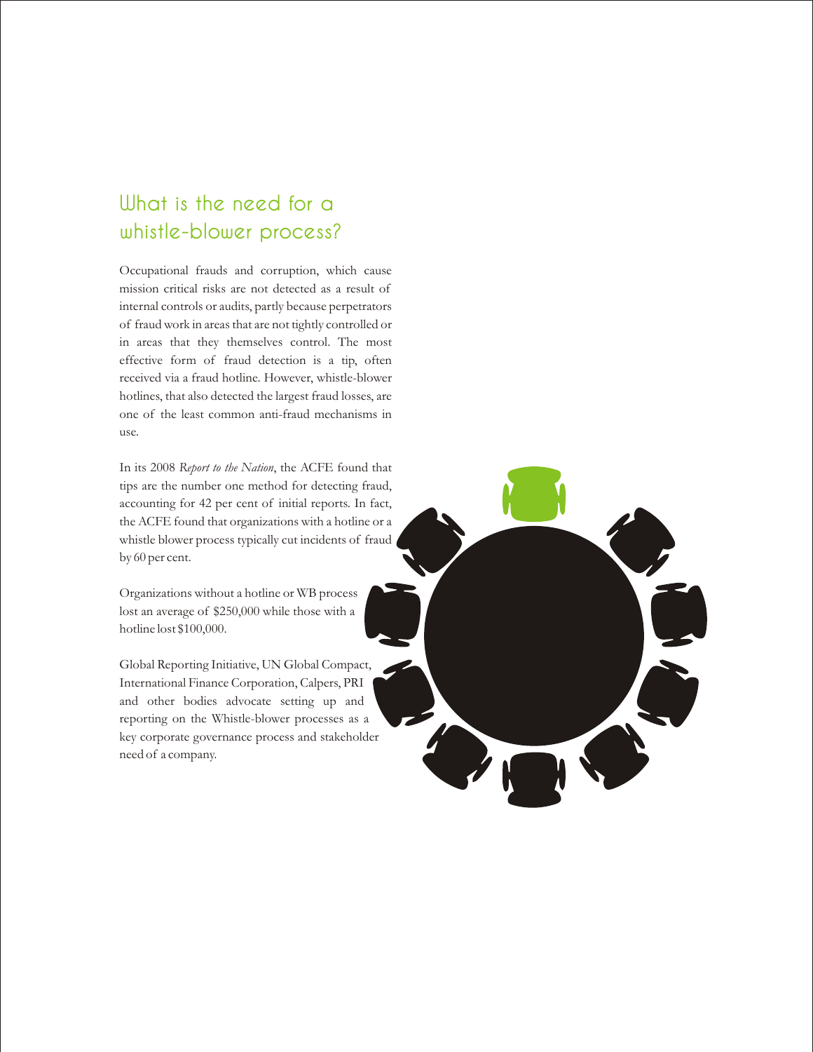## What is the need for a whistle-blower process?

Occupational frauds and corruption, which cause mission critical risks are not detected as a result of internal controls or audits, partly because perpetrators of fraud work in areas that are not tightly controlled or in areas that they themselves control. The most effective form of fraud detection is a tip, often received via a fraud hotline. However, whistle-blower hotlines, that also detected the largest fraud losses, are one of the least common anti-fraud mechanisms in use.

In its 2008 *Report to the Nation*, the ACFE found that tips are the number one method for detecting fraud, accounting for 42 per cent of initial reports. In fact, the ACFE found that organizations with a hotline or a whistle blower process typically cut incidents of fraud by 60 per cent.

Organizations without a hotline or WB process lost an average of $250,000 while those with a hotline lost $100,000.

Global Reporting Initiative, UN Global Compact, International Finance Corporation, Calpers, PRI and other bodies advocate setting up and reporting on the Whistle-blower processes as a key corporate governance process and stakeholder need of a company.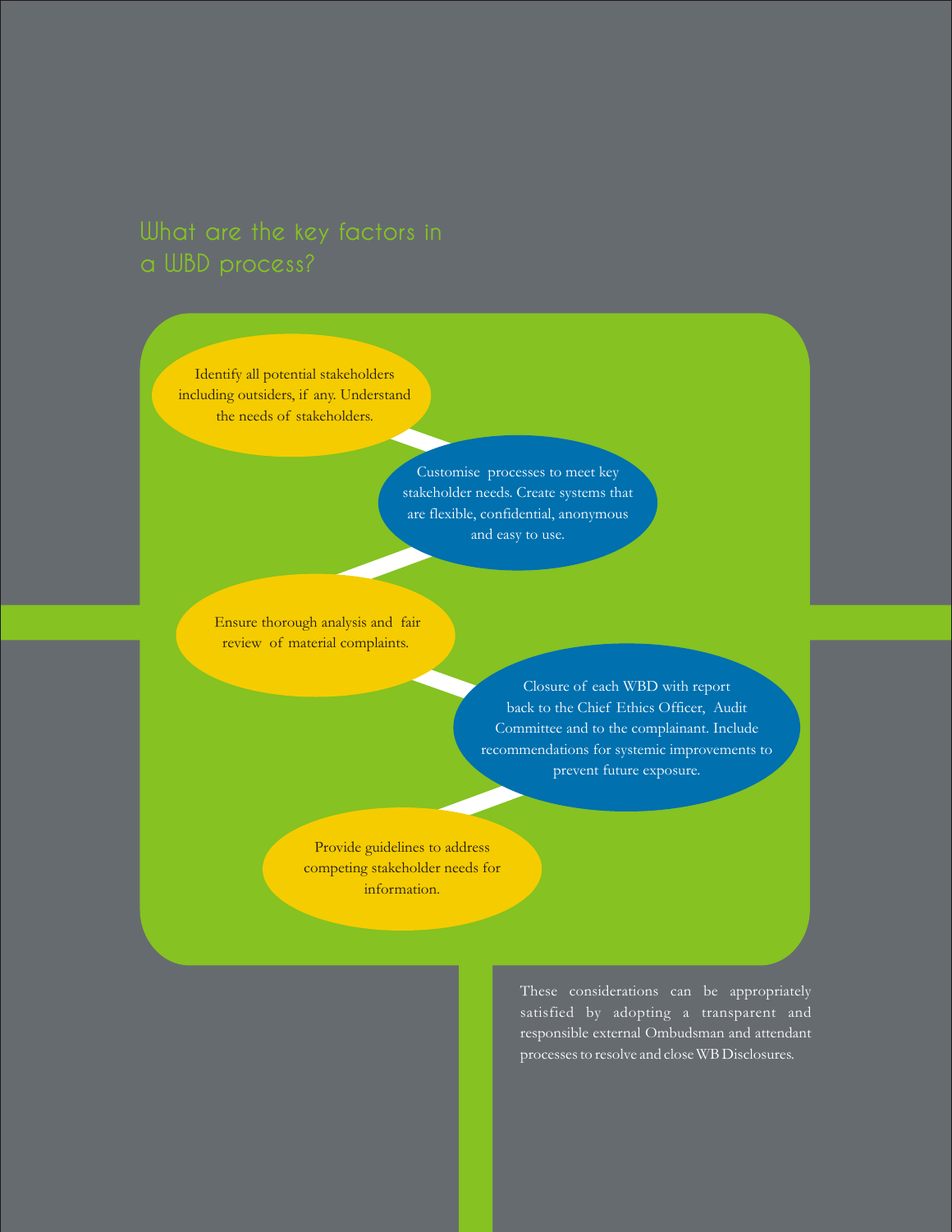## What are the key factors in a WBD process?

- Identify all potential stakeholders including outsiders, if any. Understand the needs of stakeholders.
- Customise processes to meet key stakeholder needs. Create systems that are flexible, confidential, anonymous and easy to use.
- Ensure thorough analysis and fair review of material complaints.
- Closure of each WBD with report back to the Chief Ethics Officer, Audit Committee and to the complainant. Include recommendations for systemic improvements to prevent future exposure.
- Provide guidelines to address competing stakeholder needs for information.

These considerations can be appropriately satisfied by adopting a transparent and responsible external Ombudsman and attendant processes to resolve and close WB Disclosures.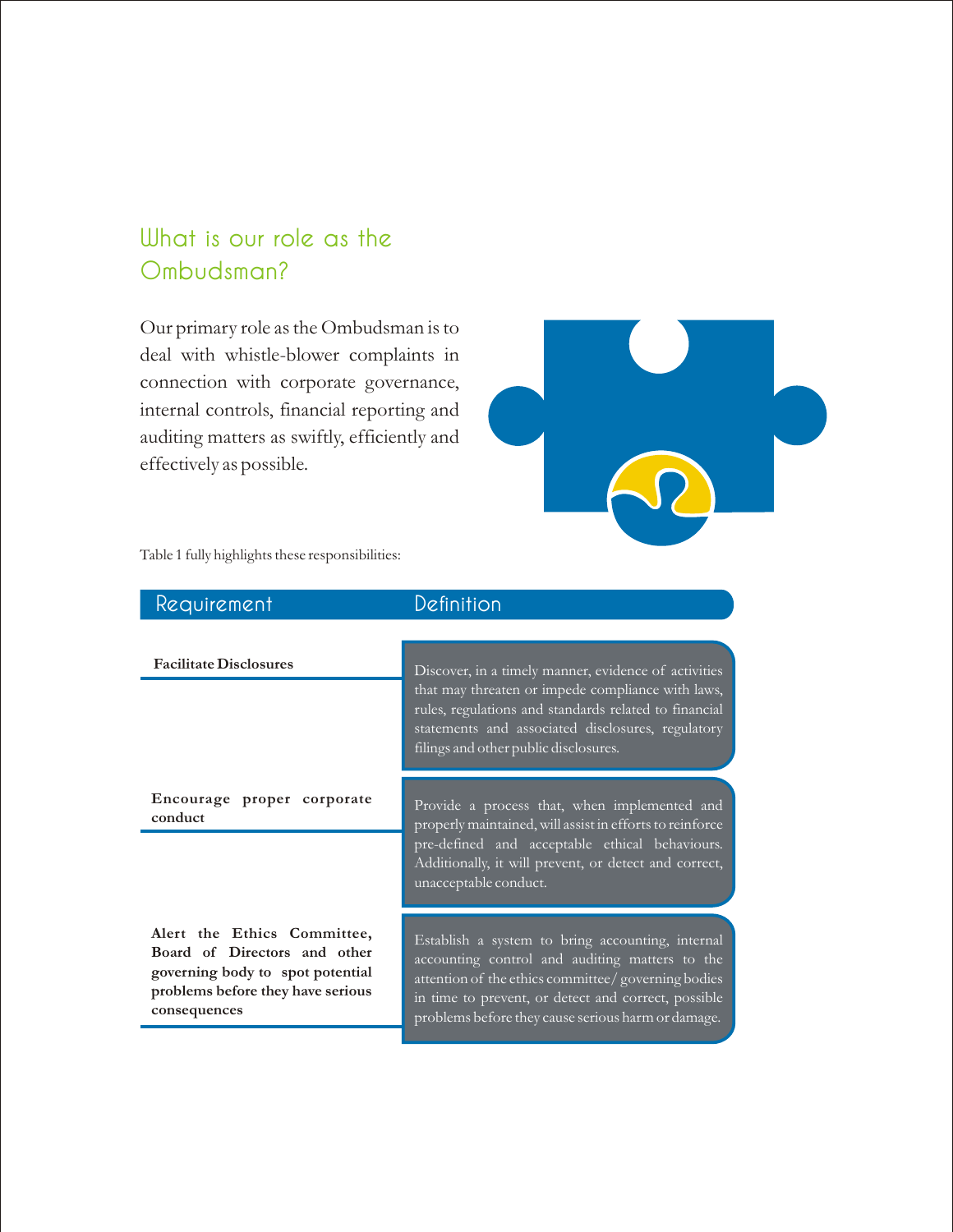## What is our role as the Ombudsman?

Our primary role as the Ombudsman is to deal with whistle-blower complaints in connection with corporate governance, internal controls, financial reporting and auditing matters as swiftly, efficiently and effectively as possible.

Table 1 fully highlights these responsibilities:

| Requirement | Definition |
|---|---|
| **Facilitate Disclosures** | Discover, in a timely manner, evidence of activities that may threaten or impede compliance with laws, rules, regulations and standards related to financial statements and associated disclosures, regulatory filings and other public disclosures. |
| **Encourage proper corporate conduct** | Provide a process that, when implemented and properly maintained, will assist in efforts to reinforce pre-defined and acceptable ethical behaviours. Additionally, it will prevent, or detect and correct, unacceptable conduct. |
| **Alert the Ethics Committee, Board of Directors and other governing body to spot potential problems before they have serious consequences** | Establish a system to bring accounting, internal accounting control and auditing matters to the attention of the ethics committee/ governing bodies in time to prevent, or detect and correct, possible problems before they cause serious harm or damage. |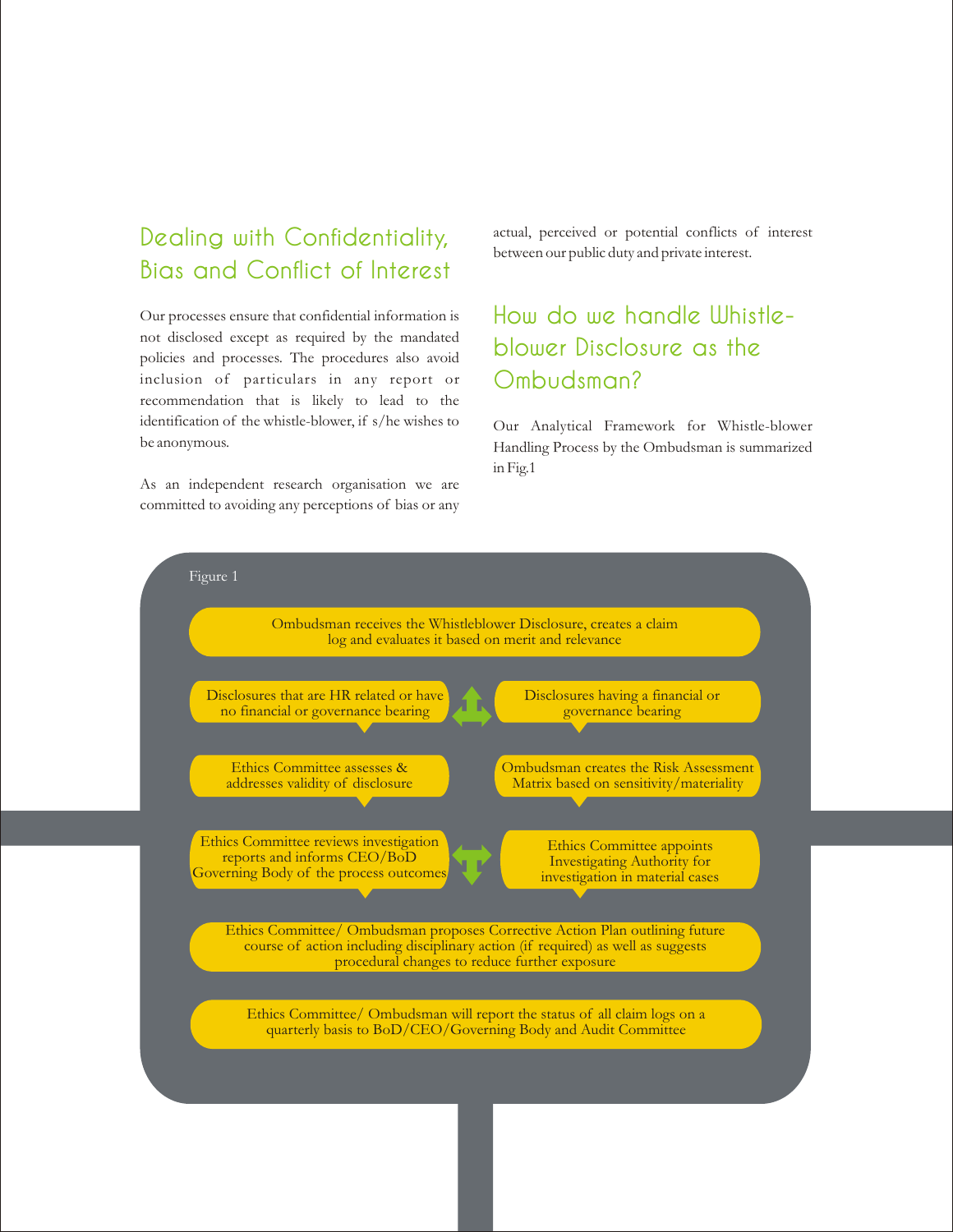## Dealing with Confidentiality, Bias and Conflict of Interest

Our processes ensure that confidential information is not disclosed except as required by the mandated policies and processes. The procedures also avoid inclusion of particulars in any report or recommendation that is likely to lead to the identification of the whistle-blower, if s/he wishes to be anonymous.

As an independent research organisation we are committed to avoiding any perceptions of bias or any actual, perceived or potential conflicts of interest between our public duty and private interest.

## How do we handle Whistle-blower Disclosure as the Ombudsman?

Our Analytical Framework for Whistle-blower Handling Process by the Ombudsman is summarized in Fig.1

Figure 1

- Ombudsman receives the Whistleblower Disclosure, creates a claim log and evaluates it based on merit and relevance
- Disclosures that are HR related or have no financial or governance bearing
  - Ethics Committee assesses & addresses validity of disclosure
  - Ethics Committee reviews investigation reports and informs CEO/BoD Governing Body of the process outcomes
- Disclosures having a financial or governance bearing
  - Ombudsman creates the Risk Assessment Matrix based on sensitivity/materiality
  - Ethics Committee appoints Investigating Authority for investigation in material cases
- Ethics Committee/ Ombudsman proposes Corrective Action Plan outlining future course of action including disciplinary action (if required) as well as suggests procedural changes to reduce further exposure
- Ethics Committee/ Ombudsman will report the status of all claim logs on a quarterly basis to BoD/CEO/Governing Body and Audit Committee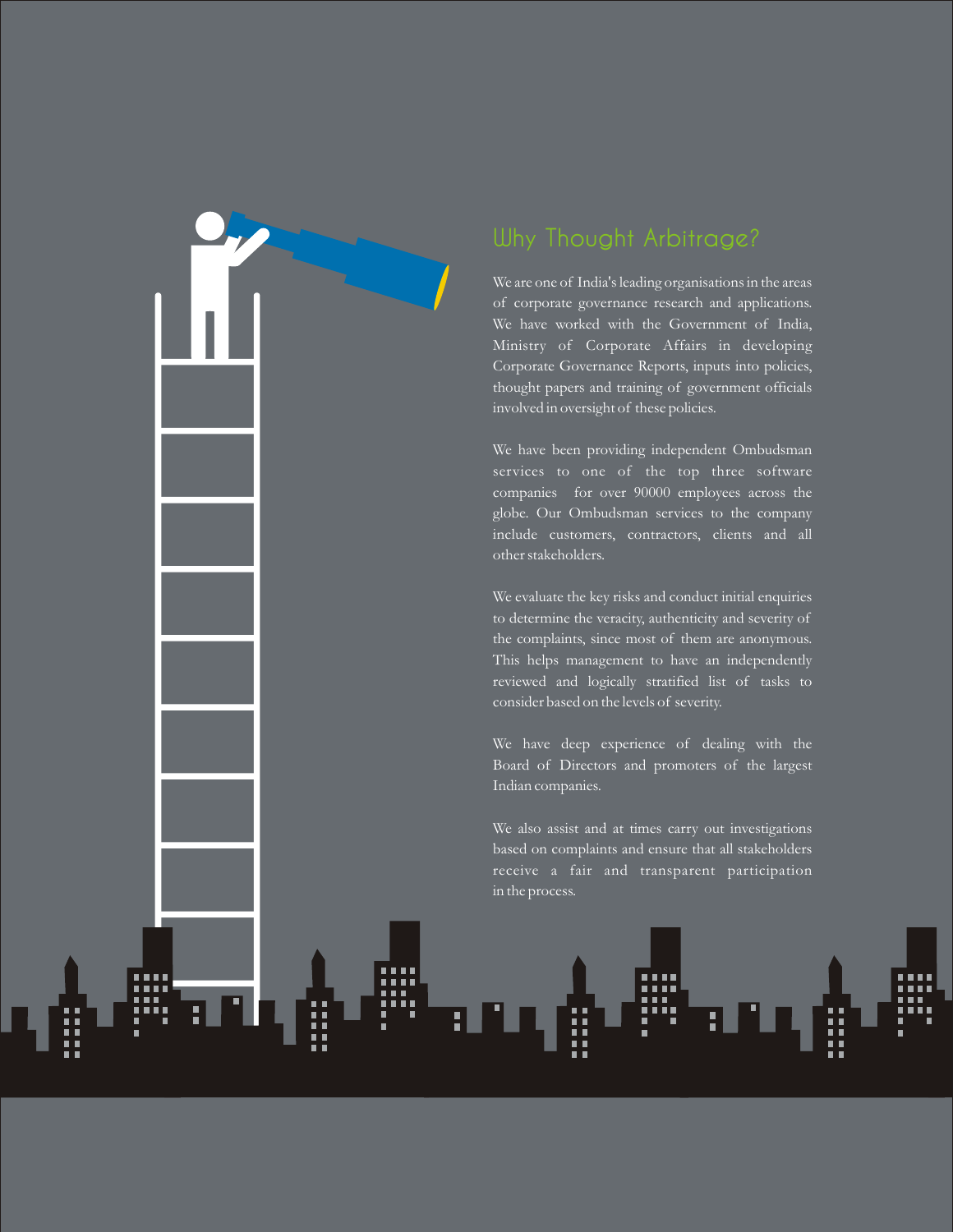## Why Thought Arbitrage?

We are one of India's leading organisations in the areas of corporate governance research and applications. We have worked with the Government of India, Ministry of Corporate Affairs in developing Corporate Governance Reports, inputs into policies, thought papers and training of government officials involved in oversight of these policies.

We have been providing independent Ombudsman services to one of the top three software companies for over 90000 employees across the globe. Our Ombudsman services to the company include customers, contractors, clients and all other stakeholders.

We evaluate the key risks and conduct initial enquiries to determine the veracity, authenticity and severity of the complaints, since most of them are anonymous. This helps management to have an independently reviewed and logically stratified list of tasks to consider based on the levels of severity.

We have deep experience of dealing with the Board of Directors and promoters of the largest Indian companies.

We also assist and at times carry out investigations based on complaints and ensure that all stakeholders receive a fair and transparent participation in the process.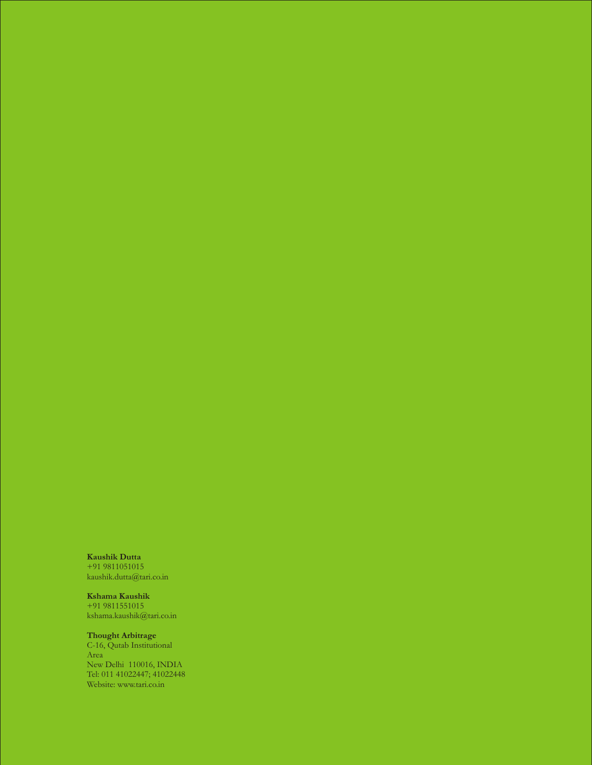**Kaushik Dutta**
+91 9811051015
kaushik.dutta@tari.co.in

**Kshama Kaushik**
+91 9811551015
kshama.kaushik@tari.co.in

**Thought Arbitrage**
C-16, Qutab Institutional
Area
New Delhi 110016, INDIA
Tel: 011 41022447; 41022448
Website: www.tari.co.in